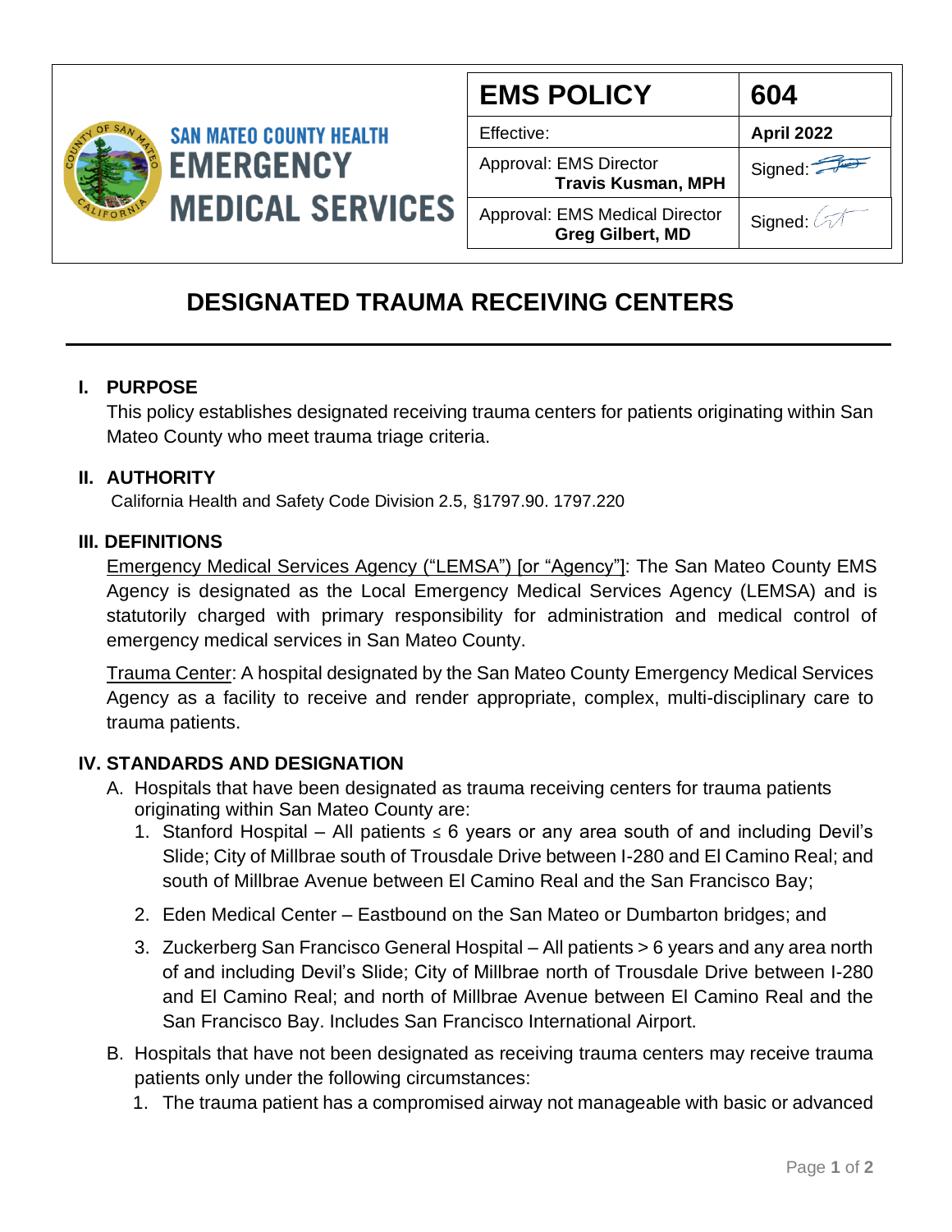**SAN MATEO COUNTY HEALTH**
**EMERGENCY MEDICAL SERVICES**

| EMS POLICY | 604 |
|---|---|
| Effective: | April 2022 |
| Approval: EMS Director **Travis Kusman, MPH** | Signed: |
| Approval: EMS Medical Director **Greg Gilbert, MD** | Signed: |

# DESIGNATED TRAUMA RECEIVING CENTERS

## I. PURPOSE

This policy establishes designated receiving trauma centers for patients originating within San Mateo County who meet trauma triage criteria.

## II. AUTHORITY

California Health and Safety Code Division 2.5, §1797.90. 1797.220

## III. DEFINITIONS

Emergency Medical Services Agency ("LEMSA") [or "Agency"]: The San Mateo County EMS Agency is designated as the Local Emergency Medical Services Agency (LEMSA) and is statutorily charged with primary responsibility for administration and medical control of emergency medical services in San Mateo County.

Trauma Center: A hospital designated by the San Mateo County Emergency Medical Services Agency as a facility to receive and render appropriate, complex, multi-disciplinary care to trauma patients.

## IV. STANDARDS AND DESIGNATION

A. Hospitals that have been designated as trauma receiving centers for trauma patients originating within San Mateo County are:

1. Stanford Hospital – All patients ≤ 6 years or any area south of and including Devil's Slide; City of Millbrae south of Trousdale Drive between I-280 and El Camino Real; and south of Millbrae Avenue between El Camino Real and the San Francisco Bay;
2. Eden Medical Center – Eastbound on the San Mateo or Dumbarton bridges; and
3. Zuckerberg San Francisco General Hospital – All patients > 6 years and any area north of and including Devil's Slide; City of Millbrae north of Trousdale Drive between I-280 and El Camino Real; and north of Millbrae Avenue between El Camino Real and the San Francisco Bay. Includes San Francisco International Airport.

B. Hospitals that have not been designated as receiving trauma centers may receive trauma patients only under the following circumstances:

1. The trauma patient has a compromised airway not manageable with basic or advanced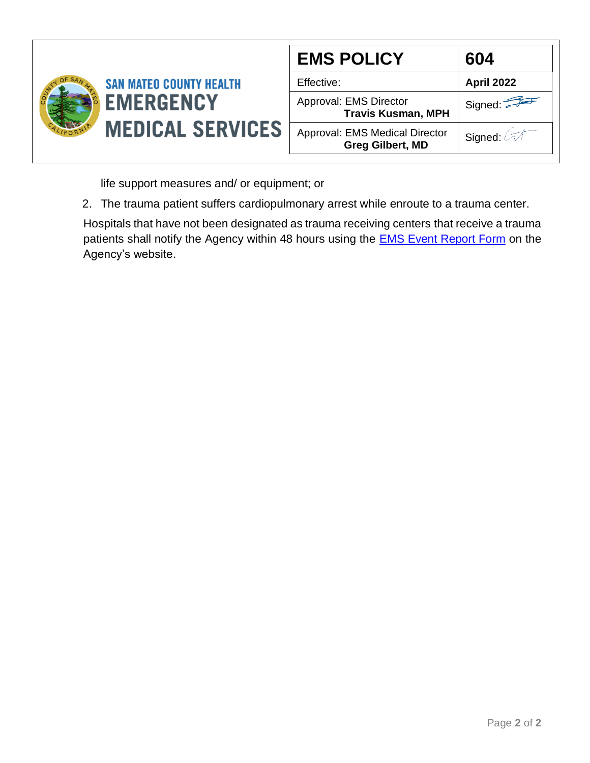life support measures and/ or equipment; or

2. The trauma patient suffers cardiopulmonary arrest while enroute to a trauma center.

Hospitals that have not been designated as trauma receiving centers that receive a trauma patients shall notify the Agency within 48 hours using the [EMS Event Report Form]() on the Agency's website.